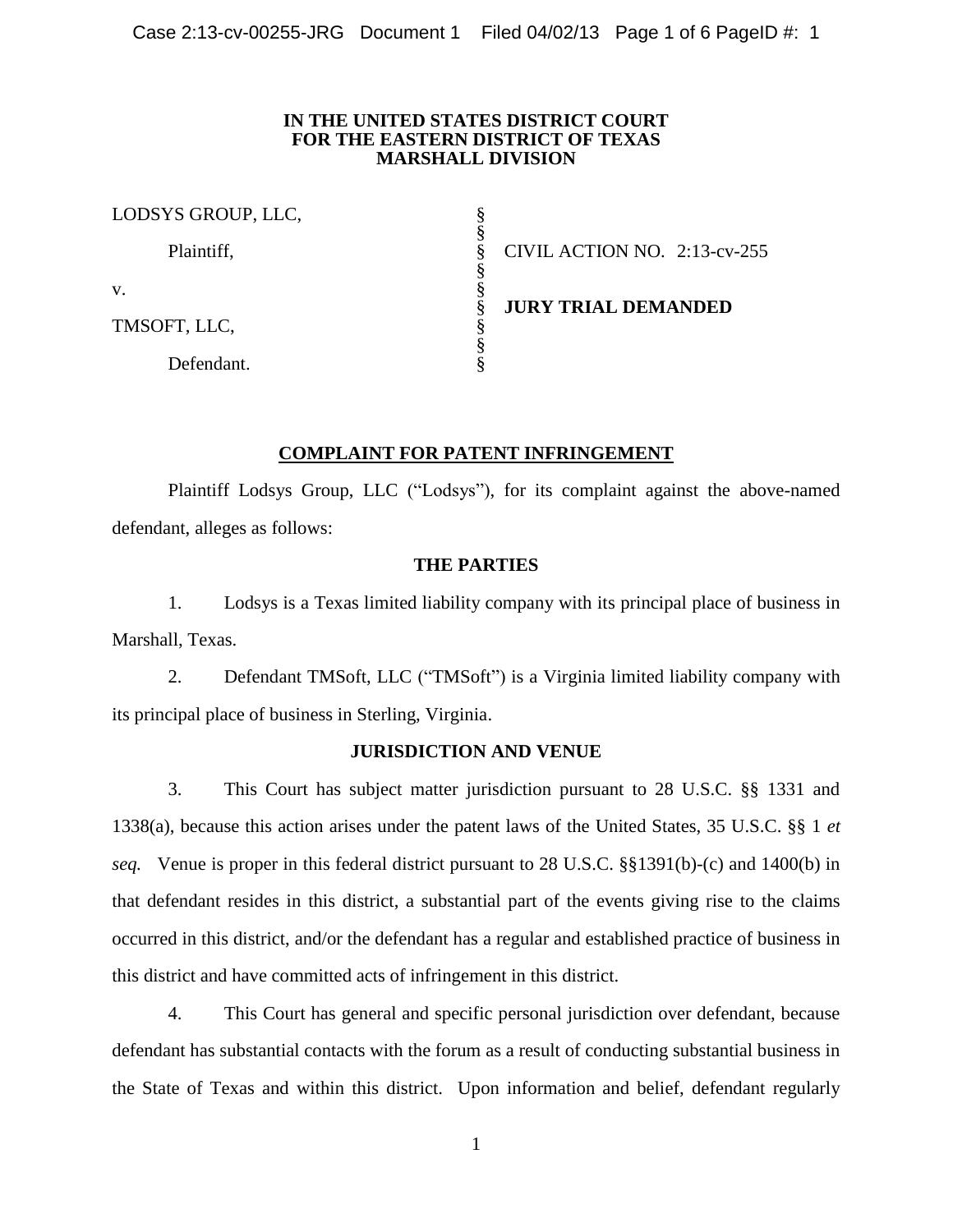**IN THE UNITED STATES DISTRICT COURT**
**FOR THE EASTERN DISTRICT OF TEXAS**
**MARSHALL DIVISION**

| | | |
|---|---|---|
| LODSYS GROUP, LLC, | § | |
| Plaintiff, | § | CIVIL ACTION NO. 2:13-cv-255 |
| v. | § | |
| | § | **JURY TRIAL DEMANDED** |
| TMSOFT, LLC, | § | |
| Defendant. | § | |

**COMPLAINT FOR PATENT INFRINGEMENT**

Plaintiff Lodsys Group, LLC ("Lodsys"), for its complaint against the above-named defendant, alleges as follows:

**THE PARTIES**

1. Lodsys is a Texas limited liability company with its principal place of business in Marshall, Texas.

2. Defendant TMSoft, LLC ("TMSoft") is a Virginia limited liability company with its principal place of business in Sterling, Virginia.

**JURISDICTION AND VENUE**

3. This Court has subject matter jurisdiction pursuant to 28 U.S.C. §§ 1331 and 1338(a), because this action arises under the patent laws of the United States, 35 U.S.C. §§ 1 *et seq.* Venue is proper in this federal district pursuant to 28 U.S.C. §§1391(b)-(c) and 1400(b) in that defendant resides in this district, a substantial part of the events giving rise to the claims occurred in this district, and/or the defendant has a regular and established practice of business in this district and have committed acts of infringement in this district.

4. This Court has general and specific personal jurisdiction over defendant, because defendant has substantial contacts with the forum as a result of conducting substantial business in the State of Texas and within this district. Upon information and belief, defendant regularly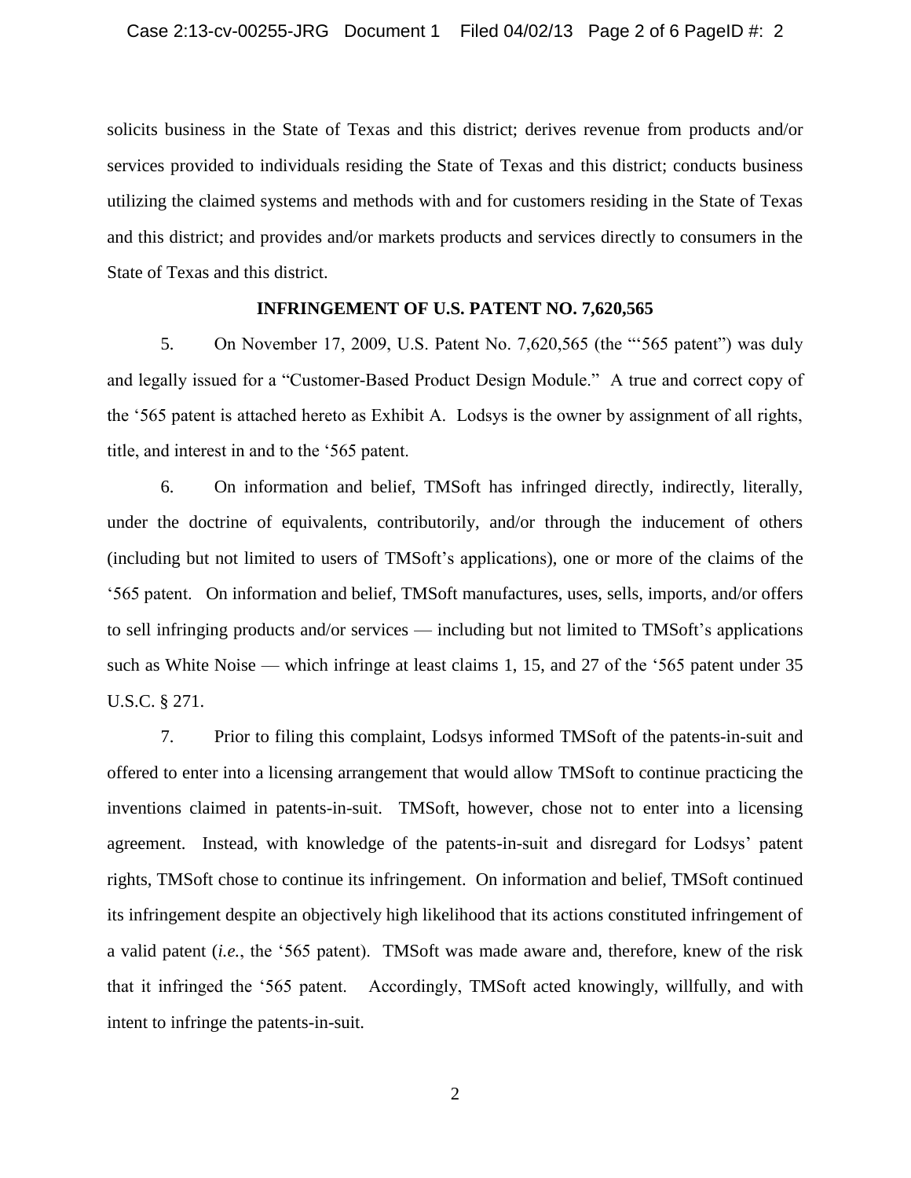solicits business in the State of Texas and this district; derives revenue from products and/or services provided to individuals residing the State of Texas and this district; conducts business utilizing the claimed systems and methods with and for customers residing in the State of Texas and this district; and provides and/or markets products and services directly to consumers in the State of Texas and this district.

**INFRINGEMENT OF U.S. PATENT NO. 7,620,565**

5. On November 17, 2009, U.S. Patent No. 7,620,565 (the "'565 patent") was duly and legally issued for a "Customer-Based Product Design Module." A true and correct copy of the '565 patent is attached hereto as Exhibit A. Lodsys is the owner by assignment of all rights, title, and interest in and to the '565 patent.

6. On information and belief, TMSoft has infringed directly, indirectly, literally, under the doctrine of equivalents, contributorily, and/or through the inducement of others (including but not limited to users of TMSoft's applications), one or more of the claims of the '565 patent. On information and belief, TMSoft manufactures, uses, sells, imports, and/or offers to sell infringing products and/or services — including but not limited to TMSoft's applications such as White Noise — which infringe at least claims 1, 15, and 27 of the '565 patent under 35 U.S.C. § 271.

7. Prior to filing this complaint, Lodsys informed TMSoft of the patents-in-suit and offered to enter into a licensing arrangement that would allow TMSoft to continue practicing the inventions claimed in patents-in-suit. TMSoft, however, chose not to enter into a licensing agreement. Instead, with knowledge of the patents-in-suit and disregard for Lodsys' patent rights, TMSoft chose to continue its infringement. On information and belief, TMSoft continued its infringement despite an objectively high likelihood that its actions constituted infringement of a valid patent (*i.e.*, the '565 patent). TMSoft was made aware and, therefore, knew of the risk that it infringed the '565 patent. Accordingly, TMSoft acted knowingly, willfully, and with intent to infringe the patents-in-suit.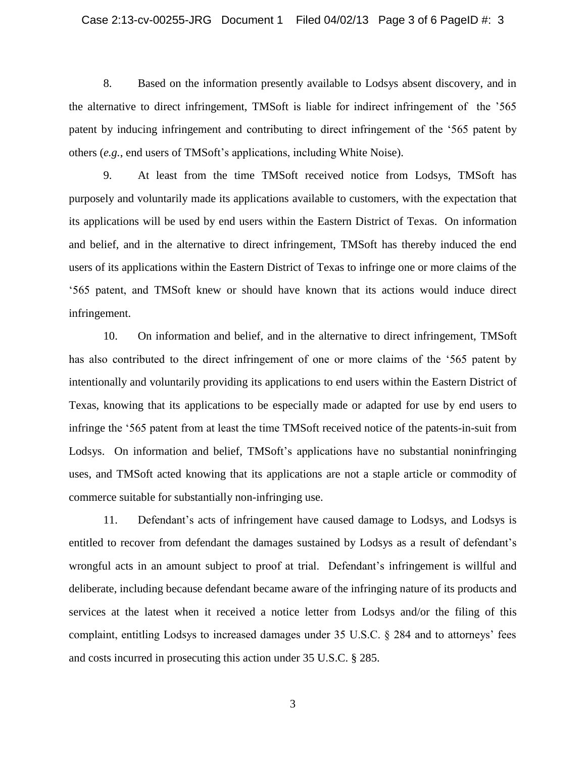8. Based on the information presently available to Lodsys absent discovery, and in the alternative to direct infringement, TMSoft is liable for indirect infringement of the ’565 patent by inducing infringement and contributing to direct infringement of the ‘565 patent by others (*e.g.*, end users of TMSoft’s applications, including White Noise).

9. At least from the time TMSoft received notice from Lodsys, TMSoft has purposely and voluntarily made its applications available to customers, with the expectation that its applications will be used by end users within the Eastern District of Texas. On information and belief, and in the alternative to direct infringement, TMSoft has thereby induced the end users of its applications within the Eastern District of Texas to infringe one or more claims of the ‘565 patent, and TMSoft knew or should have known that its actions would induce direct infringement.

10. On information and belief, and in the alternative to direct infringement, TMSoft has also contributed to the direct infringement of one or more claims of the ‘565 patent by intentionally and voluntarily providing its applications to end users within the Eastern District of Texas, knowing that its applications to be especially made or adapted for use by end users to infringe the ‘565 patent from at least the time TMSoft received notice of the patents-in-suit from Lodsys. On information and belief, TMSoft’s applications have no substantial noninfringing uses, and TMSoft acted knowing that its applications are not a staple article or commodity of commerce suitable for substantially non-infringing use.

11. Defendant’s acts of infringement have caused damage to Lodsys, and Lodsys is entitled to recover from defendant the damages sustained by Lodsys as a result of defendant’s wrongful acts in an amount subject to proof at trial. Defendant’s infringement is willful and deliberate, including because defendant became aware of the infringing nature of its products and services at the latest when it received a notice letter from Lodsys and/or the filing of this complaint, entitling Lodsys to increased damages under 35 U.S.C. § 284 and to attorneys’ fees and costs incurred in prosecuting this action under 35 U.S.C. § 285.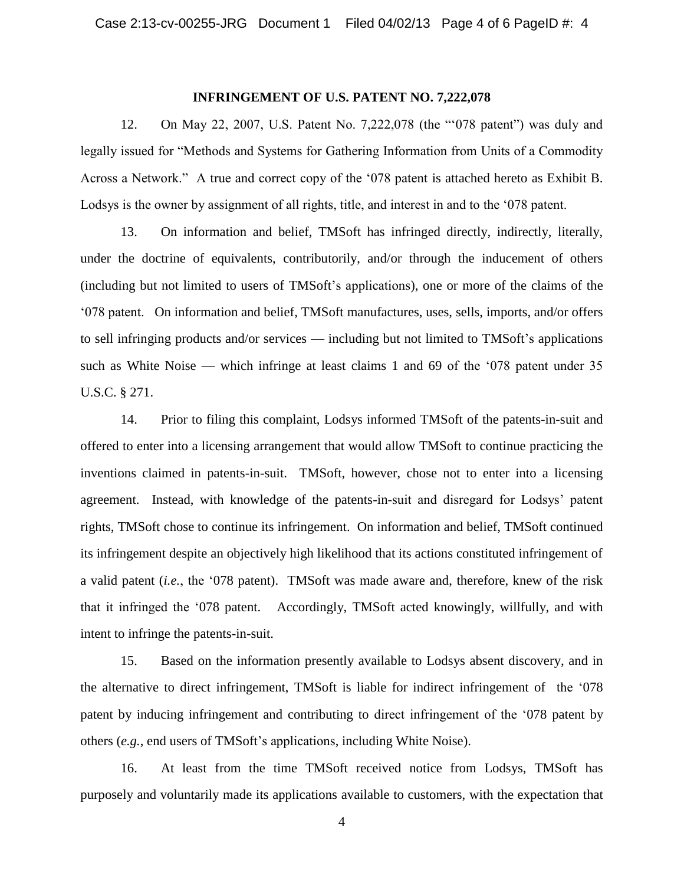## INFRINGEMENT OF U.S. PATENT NO. 7,222,078

12. On May 22, 2007, U.S. Patent No. 7,222,078 (the "'078 patent") was duly and legally issued for "Methods and Systems for Gathering Information from Units of a Commodity Across a Network." A true and correct copy of the '078 patent is attached hereto as Exhibit B. Lodsys is the owner by assignment of all rights, title, and interest in and to the '078 patent.

13. On information and belief, TMSoft has infringed directly, indirectly, literally, under the doctrine of equivalents, contributorily, and/or through the inducement of others (including but not limited to users of TMSoft's applications), one or more of the claims of the '078 patent. On information and belief, TMSoft manufactures, uses, sells, imports, and/or offers to sell infringing products and/or services — including but not limited to TMSoft's applications such as White Noise — which infringe at least claims 1 and 69 of the '078 patent under 35 U.S.C. § 271.

14. Prior to filing this complaint, Lodsys informed TMSoft of the patents-in-suit and offered to enter into a licensing arrangement that would allow TMSoft to continue practicing the inventions claimed in patents-in-suit. TMSoft, however, chose not to enter into a licensing agreement. Instead, with knowledge of the patents-in-suit and disregard for Lodsys' patent rights, TMSoft chose to continue its infringement. On information and belief, TMSoft continued its infringement despite an objectively high likelihood that its actions constituted infringement of a valid patent (*i.e.*, the '078 patent). TMSoft was made aware and, therefore, knew of the risk that it infringed the '078 patent. Accordingly, TMSoft acted knowingly, willfully, and with intent to infringe the patents-in-suit.

15. Based on the information presently available to Lodsys absent discovery, and in the alternative to direct infringement, TMSoft is liable for indirect infringement of the '078 patent by inducing infringement and contributing to direct infringement of the '078 patent by others (*e.g.*, end users of TMSoft's applications, including White Noise).

16. At least from the time TMSoft received notice from Lodsys, TMSoft has purposely and voluntarily made its applications available to customers, with the expectation that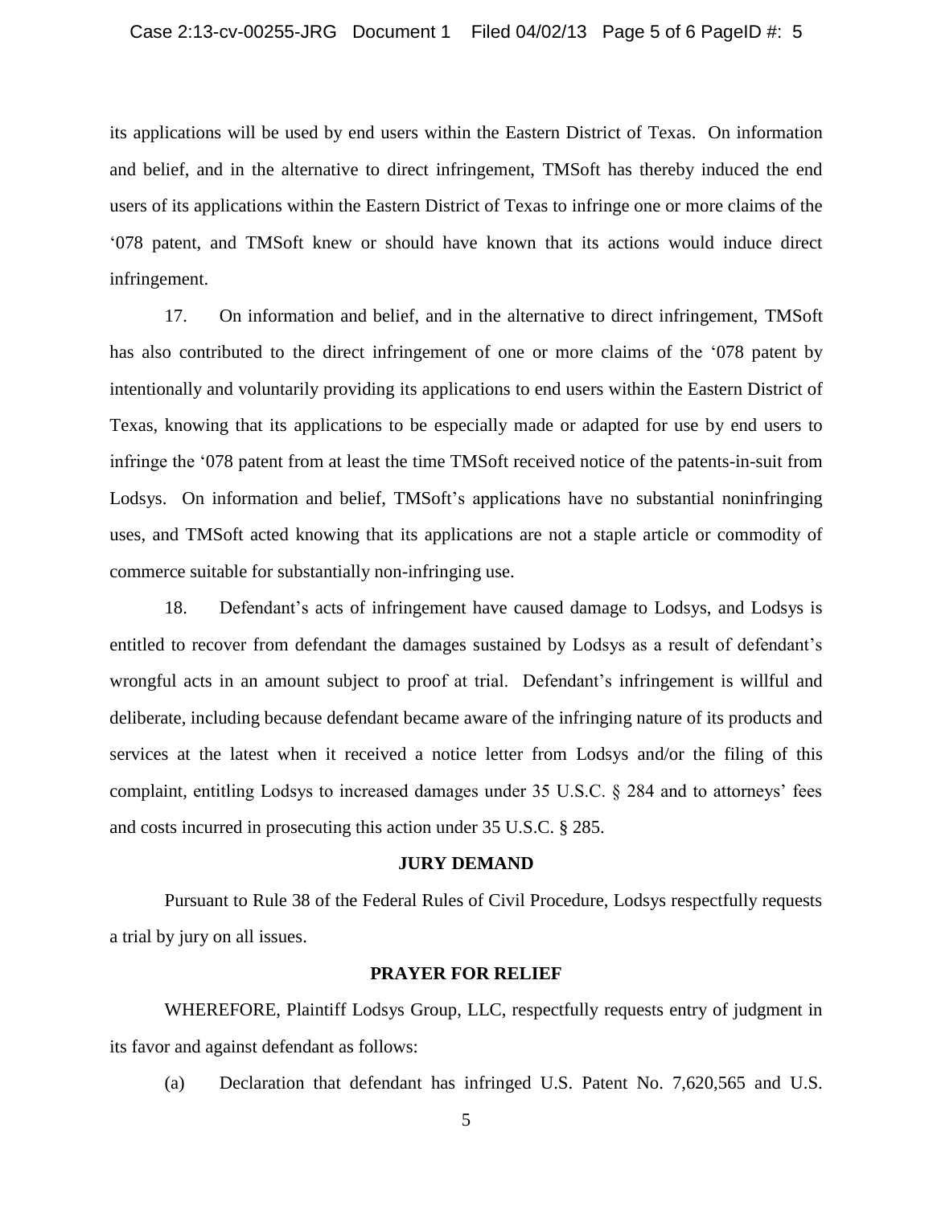its applications will be used by end users within the Eastern District of Texas. On information and belief, and in the alternative to direct infringement, TMSoft has thereby induced the end users of its applications within the Eastern District of Texas to infringe one or more claims of the '078 patent, and TMSoft knew or should have known that its actions would induce direct infringement.

17. On information and belief, and in the alternative to direct infringement, TMSoft has also contributed to the direct infringement of one or more claims of the '078 patent by intentionally and voluntarily providing its applications to end users within the Eastern District of Texas, knowing that its applications to be especially made or adapted for use by end users to infringe the '078 patent from at least the time TMSoft received notice of the patents-in-suit from Lodsys. On information and belief, TMSoft's applications have no substantial noninfringing uses, and TMSoft acted knowing that its applications are not a staple article or commodity of commerce suitable for substantially non-infringing use.

18. Defendant's acts of infringement have caused damage to Lodsys, and Lodsys is entitled to recover from defendant the damages sustained by Lodsys as a result of defendant's wrongful acts in an amount subject to proof at trial. Defendant's infringement is willful and deliberate, including because defendant became aware of the infringing nature of its products and services at the latest when it received a notice letter from Lodsys and/or the filing of this complaint, entitling Lodsys to increased damages under 35 U.S.C. § 284 and to attorneys' fees and costs incurred in prosecuting this action under 35 U.S.C. § 285.

## JURY DEMAND

Pursuant to Rule 38 of the Federal Rules of Civil Procedure, Lodsys respectfully requests a trial by jury on all issues.

## PRAYER FOR RELIEF

WHEREFORE, Plaintiff Lodsys Group, LLC, respectfully requests entry of judgment in its favor and against defendant as follows:

(a) Declaration that defendant has infringed U.S. Patent No. 7,620,565 and U.S.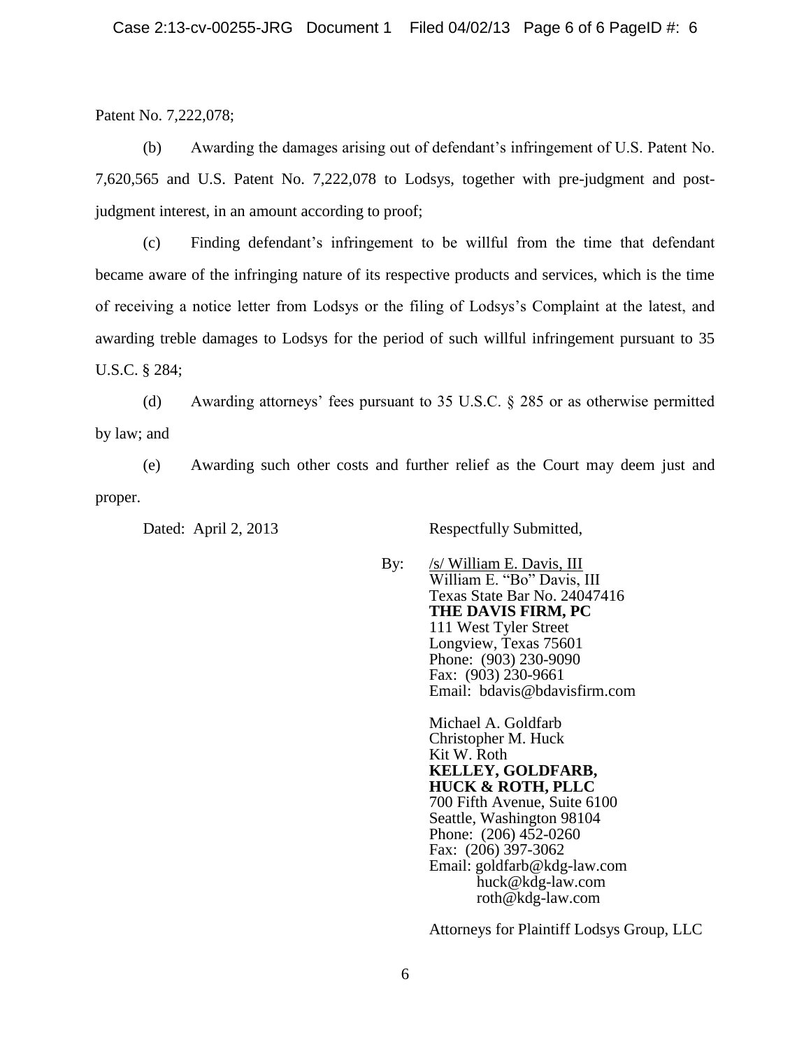Patent No. 7,222,078;

(b) Awarding the damages arising out of defendant's infringement of U.S. Patent No. 7,620,565 and U.S. Patent No. 7,222,078 to Lodsys, together with pre-judgment and post-judgment interest, in an amount according to proof;

(c) Finding defendant's infringement to be willful from the time that defendant became aware of the infringing nature of its respective products and services, which is the time of receiving a notice letter from Lodsys or the filing of Lodsys's Complaint at the latest, and awarding treble damages to Lodsys for the period of such willful infringement pursuant to 35 U.S.C. § 284;

(d) Awarding attorneys' fees pursuant to 35 U.S.C. § 285 or as otherwise permitted by law; and

(e) Awarding such other costs and further relief as the Court may deem just and proper.

Dated: April 2, 2013

Respectfully Submitted,

By: /s/ William E. Davis, III
William E. "Bo" Davis, III
Texas State Bar No. 24047416
**THE DAVIS FIRM, PC**
111 West Tyler Street
Longview, Texas 75601
Phone: (903) 230-9090
Fax: (903) 230-9661
Email: bdavis@bdavisfirm.com

Michael A. Goldfarb
Christopher M. Huck
Kit W. Roth
**KELLEY, GOLDFARB, HUCK & ROTH, PLLC**
700 Fifth Avenue, Suite 6100
Seattle, Washington 98104
Phone: (206) 452-0260
Fax: (206) 397-3062
Email: goldfarb@kdg-law.com
huck@kdg-law.com
roth@kdg-law.com

Attorneys for Plaintiff Lodsys Group, LLC